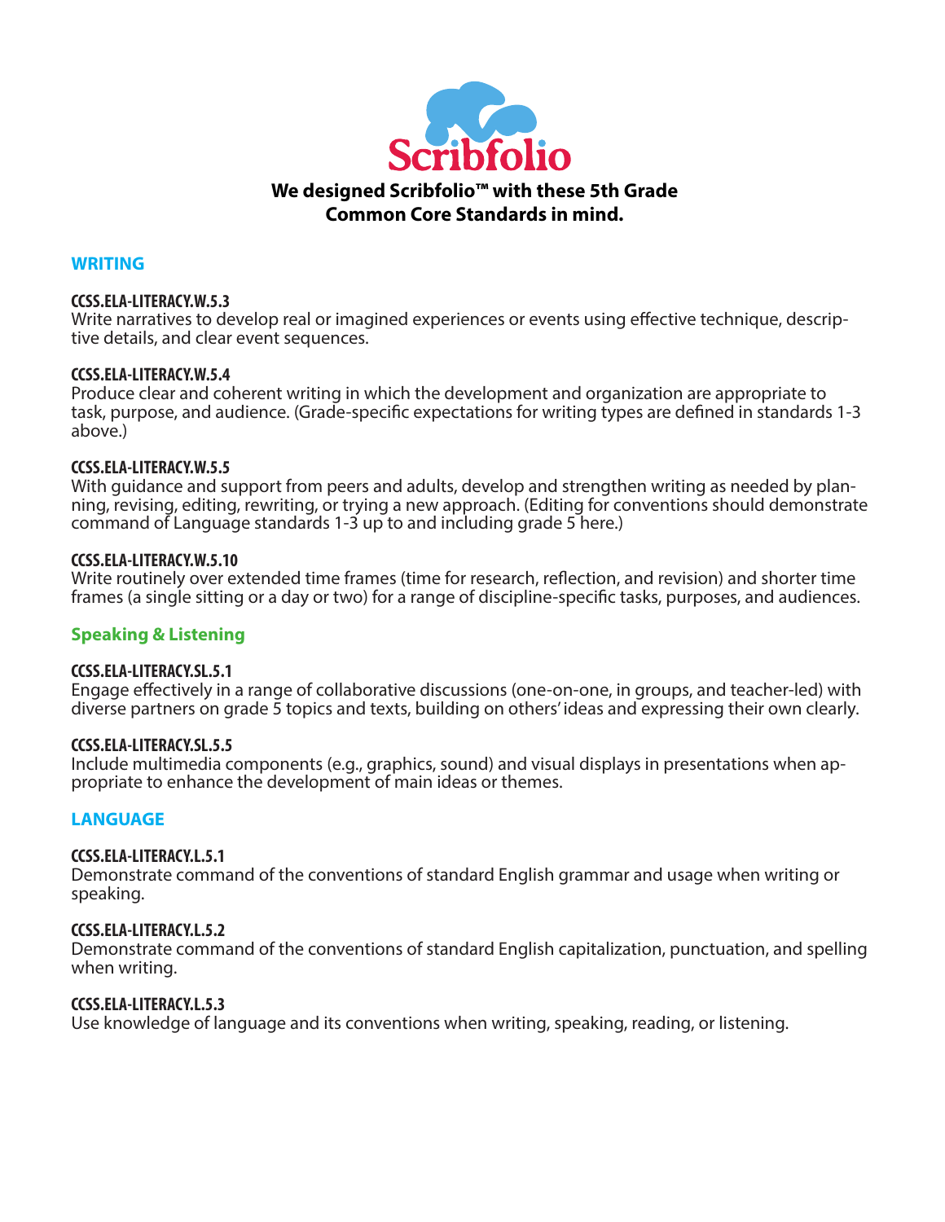Scribfolio

**We designed Scribfolio™ with these 5th Grade Common Core Standards in mind.**

## WRITING

**CCSS.ELA-LITERACY.W.5.3**
Write narratives to develop real or imagined experiences or events using effective technique, descriptive details, and clear event sequences.

**CCSS.ELA-LITERACY.W.5.4**
Produce clear and coherent writing in which the development and organization are appropriate to task, purpose, and audience. (Grade-specific expectations for writing types are defined in standards 1-3 above.)

**CCSS.ELA-LITERACY.W.5.5**
With guidance and support from peers and adults, develop and strengthen writing as needed by planning, revising, editing, rewriting, or trying a new approach. (Editing for conventions should demonstrate command of Language standards 1-3 up to and including grade 5 here.)

**CCSS.ELA-LITERACY.W.5.10**
Write routinely over extended time frames (time for research, reflection, and revision) and shorter time frames (a single sitting or a day or two) for a range of discipline-specific tasks, purposes, and audiences.

## Speaking & Listening

**CCSS.ELA-LITERACY.SL.5.1**
Engage effectively in a range of collaborative discussions (one-on-one, in groups, and teacher-led) with diverse partners on grade 5 topics and texts, building on others' ideas and expressing their own clearly.

**CCSS.ELA-LITERACY.SL.5.5**
Include multimedia components (e.g., graphics, sound) and visual displays in presentations when appropriate to enhance the development of main ideas or themes.

## LANGUAGE

**CCSS.ELA-LITERACY.L.5.1**
Demonstrate command of the conventions of standard English grammar and usage when writing or speaking.

**CCSS.ELA-LITERACY.L.5.2**
Demonstrate command of the conventions of standard English capitalization, punctuation, and spelling when writing.

**CCSS.ELA-LITERACY.L.5.3**
Use knowledge of language and its conventions when writing, speaking, reading, or listening.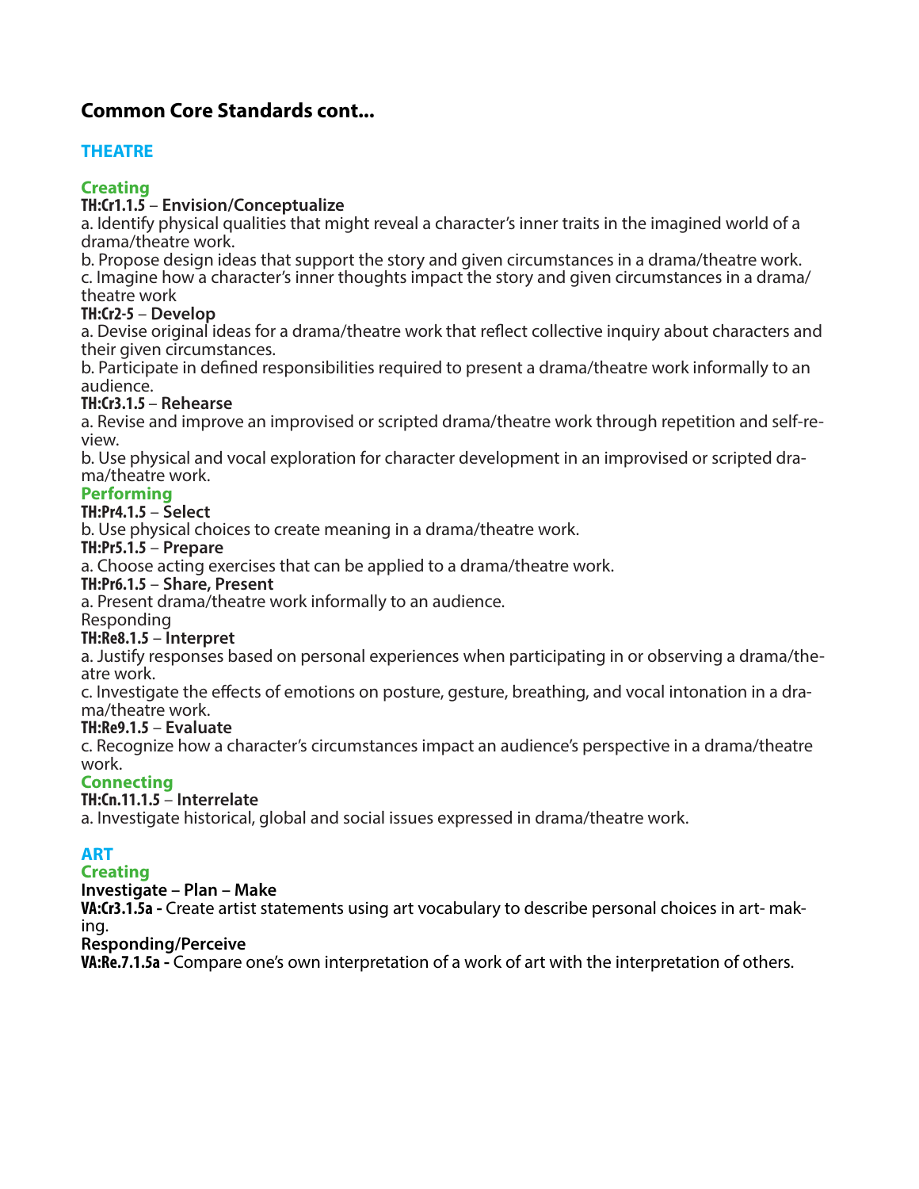## Common Core Standards cont...

### THEATRE

#### Creating

**TH:Cr1.1.5** – **Envision/Conceptualize**

a. Identify physical qualities that might reveal a character's inner traits in the imagined world of a drama/theatre work.
b. Propose design ideas that support the story and given circumstances in a drama/theatre work.
c. Imagine how a character's inner thoughts impact the story and given circumstances in a drama/theatre work

**TH:Cr2-5** – **Develop**

a. Devise original ideas for a drama/theatre work that reflect collective inquiry about characters and their given circumstances.
b. Participate in defined responsibilities required to present a drama/theatre work informally to an audience.

**TH:Cr3.1.5** – **Rehearse**

a. Revise and improve an improvised or scripted drama/theatre work through repetition and self-review.
b. Use physical and vocal exploration for character development in an improvised or scripted drama/theatre work.

#### Performing

**TH:Pr4.1.5** – **Select**

b. Use physical choices to create meaning in a drama/theatre work.

**TH:Pr5.1.5** – **Prepare**

a. Choose acting exercises that can be applied to a drama/theatre work.

**TH:Pr6.1.5** – **Share, Present**

a. Present drama/theatre work informally to an audience.

Responding

**TH:Re8.1.5** – **Interpret**

a. Justify responses based on personal experiences when participating in or observing a drama/theatre work.
c. Investigate the effects of emotions on posture, gesture, breathing, and vocal intonation in a drama/theatre work.

**TH:Re9.1.5** – **Evaluate**

c. Recognize how a character's circumstances impact an audience's perspective in a drama/theatre work.

#### Connecting

**TH:Cn.11.1.5** – **Interrelate**

a. Investigate historical, global and social issues expressed in drama/theatre work.

### ART

#### Creating

**Investigate – Plan – Make**

**VA:Cr3.1.5a -** Create artist statements using art vocabulary to describe personal choices in art-making.

**Responding/Perceive**

**VA:Re.7.1.5a -** Compare one's own interpretation of a work of art with the interpretation of others.